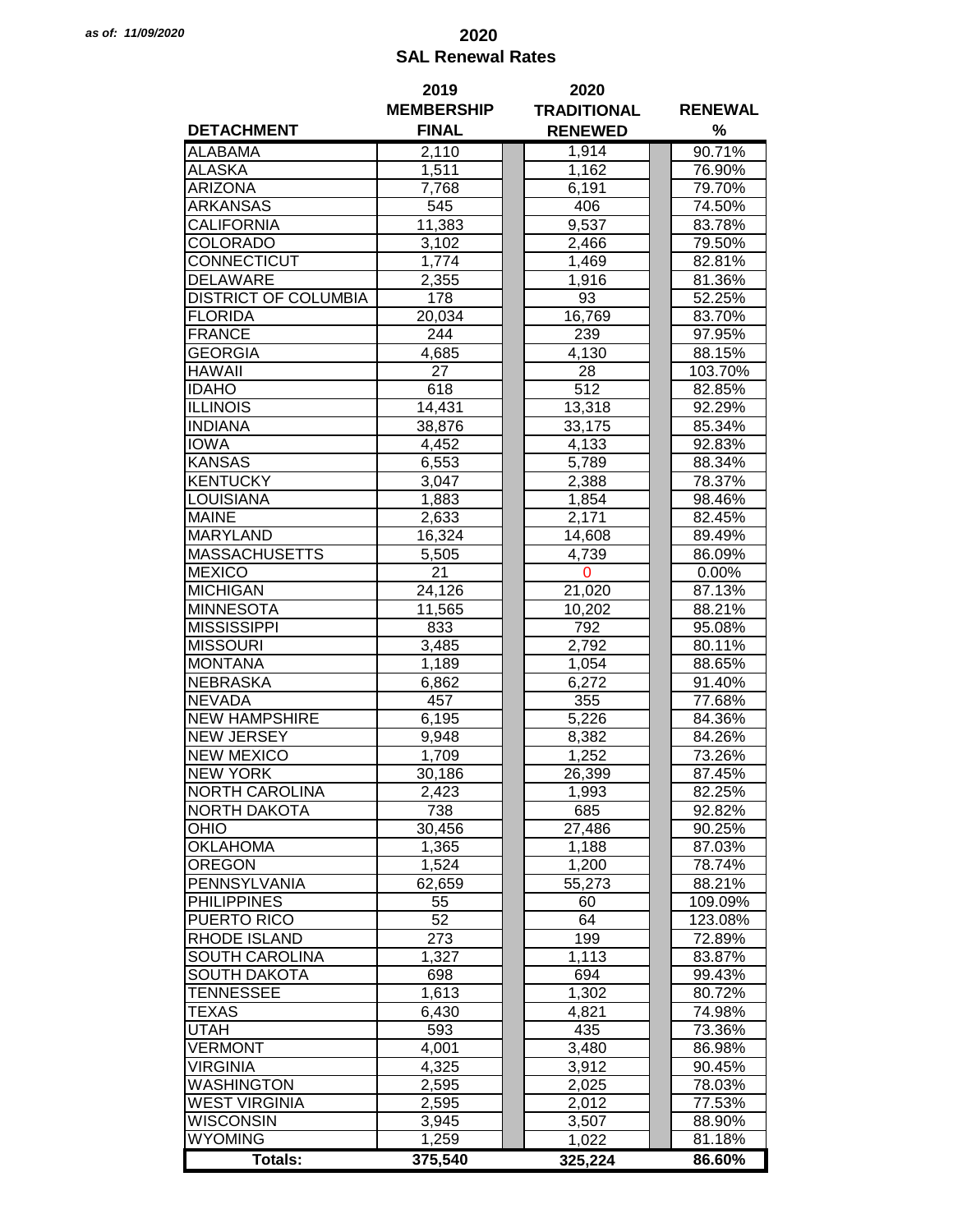*as of: 11/09/2020*

# 2020
## SAL Renewal Rates

| DETACHMENT | 2019 MEMBERSHIP FINAL | 2020 TRADITIONAL RENEWED | RENEWAL % |
|---|---|---|---|
| ALABAMA | 2,110 | 1,914 | 90.71% |
| ALASKA | 1,511 | 1,162 | 76.90% |
| ARIZONA | 7,768 | 6,191 | 79.70% |
| ARKANSAS | 545 | 406 | 74.50% |
| CALIFORNIA | 11,383 | 9,537 | 83.78% |
| COLORADO | 3,102 | 2,466 | 79.50% |
| CONNECTICUT | 1,774 | 1,469 | 82.81% |
| DELAWARE | 2,355 | 1,916 | 81.36% |
| DISTRICT OF COLUMBIA | 178 | 93 | 52.25% |
| FLORIDA | 20,034 | 16,769 | 83.70% |
| FRANCE | 244 | 239 | 97.95% |
| GEORGIA | 4,685 | 4,130 | 88.15% |
| HAWAII | 27 | 28 | 103.70% |
| IDAHO | 618 | 512 | 82.85% |
| ILLINOIS | 14,431 | 13,318 | 92.29% |
| INDIANA | 38,876 | 33,175 | 85.34% |
| IOWA | 4,452 | 4,133 | 92.83% |
| KANSAS | 6,553 | 5,789 | 88.34% |
| KENTUCKY | 3,047 | 2,388 | 78.37% |
| LOUISIANA | 1,883 | 1,854 | 98.46% |
| MAINE | 2,633 | 2,171 | 82.45% |
| MARYLAND | 16,324 | 14,608 | 89.49% |
| MASSACHUSETTS | 5,505 | 4,739 | 86.09% |
| MEXICO | 21 | 0 | 0.00% |
| MICHIGAN | 24,126 | 21,020 | 87.13% |
| MINNESOTA | 11,565 | 10,202 | 88.21% |
| MISSISSIPPI | 833 | 792 | 95.08% |
| MISSOURI | 3,485 | 2,792 | 80.11% |
| MONTANA | 1,189 | 1,054 | 88.65% |
| NEBRASKA | 6,862 | 6,272 | 91.40% |
| NEVADA | 457 | 355 | 77.68% |
| NEW HAMPSHIRE | 6,195 | 5,226 | 84.36% |
| NEW JERSEY | 9,948 | 8,382 | 84.26% |
| NEW MEXICO | 1,709 | 1,252 | 73.26% |
| NEW YORK | 30,186 | 26,399 | 87.45% |
| NORTH CAROLINA | 2,423 | 1,993 | 82.25% |
| NORTH DAKOTA | 738 | 685 | 92.82% |
| OHIO | 30,456 | 27,486 | 90.25% |
| OKLAHOMA | 1,365 | 1,188 | 87.03% |
| OREGON | 1,524 | 1,200 | 78.74% |
| PENNSYLVANIA | 62,659 | 55,273 | 88.21% |
| PHILIPPINES | 55 | 60 | 109.09% |
| PUERTO RICO | 52 | 64 | 123.08% |
| RHODE ISLAND | 273 | 199 | 72.89% |
| SOUTH CAROLINA | 1,327 | 1,113 | 83.87% |
| SOUTH DAKOTA | 698 | 694 | 99.43% |
| TENNESSEE | 1,613 | 1,302 | 80.72% |
| TEXAS | 6,430 | 4,821 | 74.98% |
| UTAH | 593 | 435 | 73.36% |
| VERMONT | 4,001 | 3,480 | 86.98% |
| VIRGINIA | 4,325 | 3,912 | 90.45% |
| WASHINGTON | 2,595 | 2,025 | 78.03% |
| WEST VIRGINIA | 2,595 | 2,012 | 77.53% |
| WISCONSIN | 3,945 | 3,507 | 88.90% |
| WYOMING | 1,259 | 1,022 | 81.18% |
| **Totals:** | **375,540** | **325,224** | **86.60%** |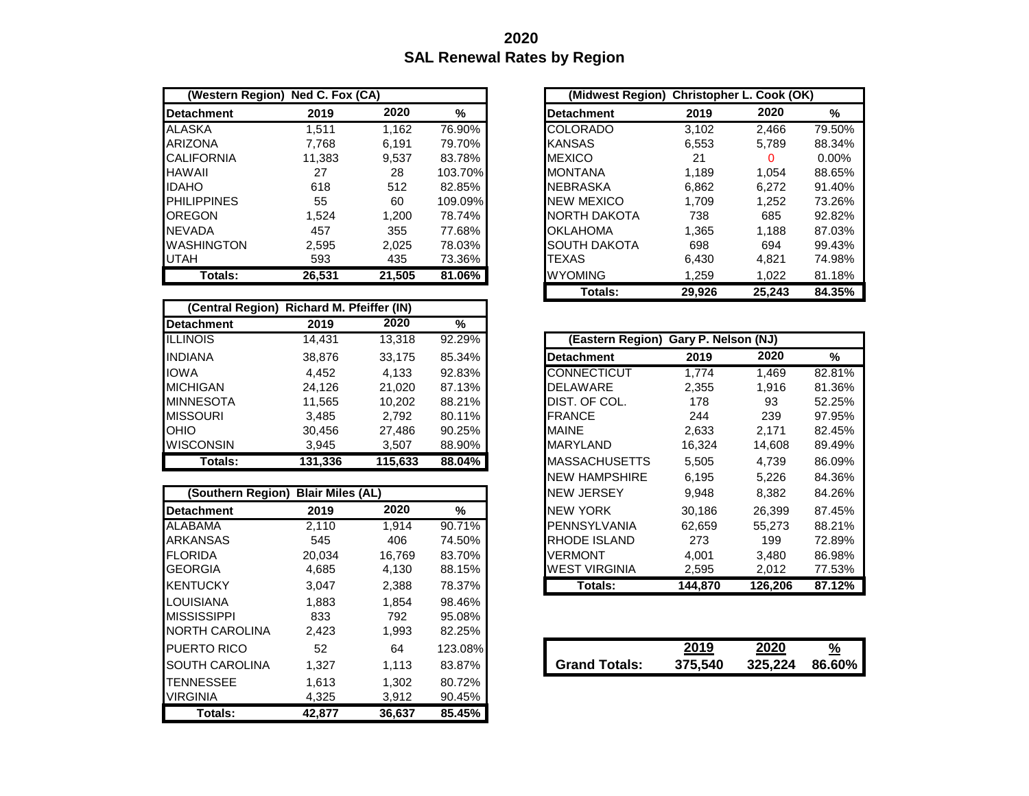# 2020
## SAL Renewal Rates by Region

| (Western Region) Ned C. Fox (CA) | | | |
|---|---|---|---|
| **Detachment** | **2019** | **2020** | **%** |
| ALASKA | 1,511 | 1,162 | 76.90% |
| ARIZONA | 7,768 | 6,191 | 79.70% |
| CALIFORNIA | 11,383 | 9,537 | 83.78% |
| HAWAII | 27 | 28 | 103.70% |
| IDAHO | 618 | 512 | 82.85% |
| PHILIPPINES | 55 | 60 | 109.09% |
| OREGON | 1,524 | 1,200 | 78.74% |
| NEVADA | 457 | 355 | 77.68% |
| WASHINGTON | 2,595 | 2,025 | 78.03% |
| UTAH | 593 | 435 | 73.36% |
| **Totals:** | **26,531** | **21,505** | **81.06%** |

| (Central Region) Richard M. Pfeiffer (IN) | | | |
|---|---|---|---|
| **Detachment** | **2019** | **2020** | **%** |
| ILLINOIS | 14,431 | 13,318 | 92.29% |
| INDIANA | 38,876 | 33,175 | 85.34% |
| IOWA | 4,452 | 4,133 | 92.83% |
| MICHIGAN | 24,126 | 21,020 | 87.13% |
| MINNESOTA | 11,565 | 10,202 | 88.21% |
| MISSOURI | 3,485 | 2,792 | 80.11% |
| OHIO | 30,456 | 27,486 | 90.25% |
| WISCONSIN | 3,945 | 3,507 | 88.90% |
| **Totals:** | **131,336** | **115,633** | **88.04%** |

| (Southern Region) Blair Miles (AL) | | | |
|---|---|---|---|
| **Detachment** | **2019** | **2020** | **%** |
| ALABAMA | 2,110 | 1,914 | 90.71% |
| ARKANSAS | 545 | 406 | 74.50% |
| FLORIDA | 20,034 | 16,769 | 83.70% |
| GEORGIA | 4,685 | 4,130 | 88.15% |
| KENTUCKY | 3,047 | 2,388 | 78.37% |
| LOUISIANA | 1,883 | 1,854 | 98.46% |
| MISSISSIPPI | 833 | 792 | 95.08% |
| NORTH CAROLINA | 2,423 | 1,993 | 82.25% |
| PUERTO RICO | 52 | 64 | 123.08% |
| SOUTH CAROLINA | 1,327 | 1,113 | 83.87% |
| TENNESSEE | 1,613 | 1,302 | 80.72% |
| VIRGINIA | 4,325 | 3,912 | 90.45% |
| **Totals:** | **42,877** | **36,637** | **85.45%** |

| (Midwest Region) Christopher L. Cook (OK) | | | |
|---|---|---|---|
| **Detachment** | **2019** | **2020** | **%** |
| COLORADO | 3,102 | 2,466 | 79.50% |
| KANSAS | 6,553 | 5,789 | 88.34% |
| MEXICO | 21 | 0 | 0.00% |
| MONTANA | 1,189 | 1,054 | 88.65% |
| NEBRASKA | 6,862 | 6,272 | 91.40% |
| NEW MEXICO | 1,709 | 1,252 | 73.26% |
| NORTH DAKOTA | 738 | 685 | 92.82% |
| OKLAHOMA | 1,365 | 1,188 | 87.03% |
| SOUTH DAKOTA | 698 | 694 | 99.43% |
| TEXAS | 6,430 | 4,821 | 74.98% |
| WYOMING | 1,259 | 1,022 | 81.18% |
| **Totals:** | **29,926** | **25,243** | **84.35%** |

| (Eastern Region) Gary P. Nelson (NJ) | | | |
|---|---|---|---|
| **Detachment** | **2019** | **2020** | **%** |
| CONNECTICUT | 1,774 | 1,469 | 82.81% |
| DELAWARE | 2,355 | 1,916 | 81.36% |
| DIST. OF COL. | 178 | 93 | 52.25% |
| FRANCE | 244 | 239 | 97.95% |
| MAINE | 2,633 | 2,171 | 82.45% |
| MARYLAND | 16,324 | 14,608 | 89.49% |
| MASSACHUSETTS | 5,505 | 4,739 | 86.09% |
| NEW HAMPSHIRE | 6,195 | 5,226 | 84.36% |
| NEW JERSEY | 9,948 | 8,382 | 84.26% |
| NEW YORK | 30,186 | 26,399 | 87.45% |
| PENNSYLVANIA | 62,659 | 55,273 | 88.21% |
| RHODE ISLAND | 273 | 199 | 72.89% |
| VERMONT | 4,001 | 3,480 | 86.98% |
| WEST VIRGINIA | 2,595 | 2,012 | 77.53% |
| **Totals:** | **144,870** | **126,206** | **87.12%** |

| | **2019** | **2020** | **%** |
|---|---|---|---|
| **Grand Totals:** | **375,540** | **325,224** | **86.60%** |